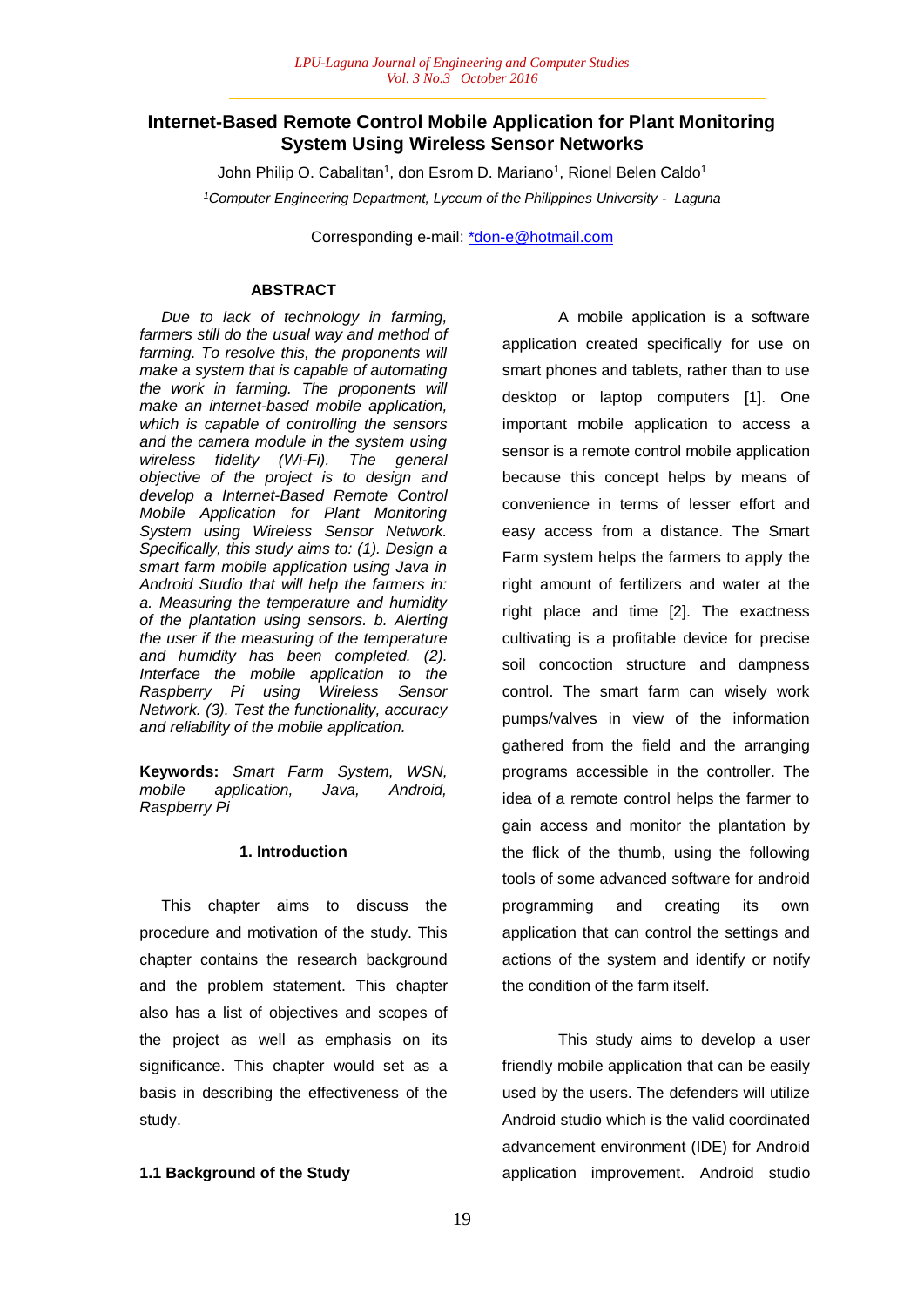# Internet-Based Remote Control Mobile Application for Plant Monitoring System Using Wireless Sensor Networks

John Philip O. Cabalitan[1], don Esrom D. Mariano[1], Rionel Belen Caldo[1]

[1]*Computer Engineering Department, Lyceum of the Philippines University - Laguna*

Corresponding e-mail: *don-e@hotmail.com

## ABSTRACT

*Due to lack of technology in farming, farmers still do the usual way and method of farming. To resolve this, the proponents will make a system that is capable of automating the work in farming. The proponents will make an internet-based mobile application, which is capable of controlling the sensors and the camera module in the system using wireless fidelity (Wi-Fi). The general objective of the project is to design and develop a Internet-Based Remote Control Mobile Application for Plant Monitoring System using Wireless Sensor Network. Specifically, this study aims to: (1). Design a smart farm mobile application using Java in Android Studio that will help the farmers in: a. Measuring the temperature and humidity of the plantation using sensors. b. Alerting the user if the measuring of the temperature and humidity has been completed. (2). Interface the mobile application to the Raspberry Pi using Wireless Sensor Network. (3). Test the functionality, accuracy and reliability of the mobile application.*

**Keywords:** *Smart Farm System, WSN, mobile application, Java, Android, Raspberry Pi*

## 1. Introduction

This chapter aims to discuss the procedure and motivation of the study. This chapter contains the research background and the problem statement. This chapter also has a list of objectives and scopes of the project as well as emphasis on its significance. This chapter would set as a basis in describing the effectiveness of the study.

### 1.1 Background of the Study

A mobile application is a software application created specifically for use on smart phones and tablets, rather than to use desktop or laptop computers [1]. One important mobile application to access a sensor is a remote control mobile application because this concept helps by means of convenience in terms of lesser effort and easy access from a distance. The Smart Farm system helps the farmers to apply the right amount of fertilizers and water at the right place and time [2]. The exactness cultivating is a profitable device for precise soil concoction structure and dampness control. The smart farm can wisely work pumps/valves in view of the information gathered from the field and the arranging programs accessible in the controller. The idea of a remote control helps the farmer to gain access and monitor the plantation by the flick of the thumb, using the following tools of some advanced software for android programming and creating its own application that can control the settings and actions of the system and identify or notify the condition of the farm itself.

This study aims to develop a user friendly mobile application that can be easily used by the users. The defenders will utilize Android studio which is the valid coordinated advancement environment (IDE) for Android application improvement. Android studio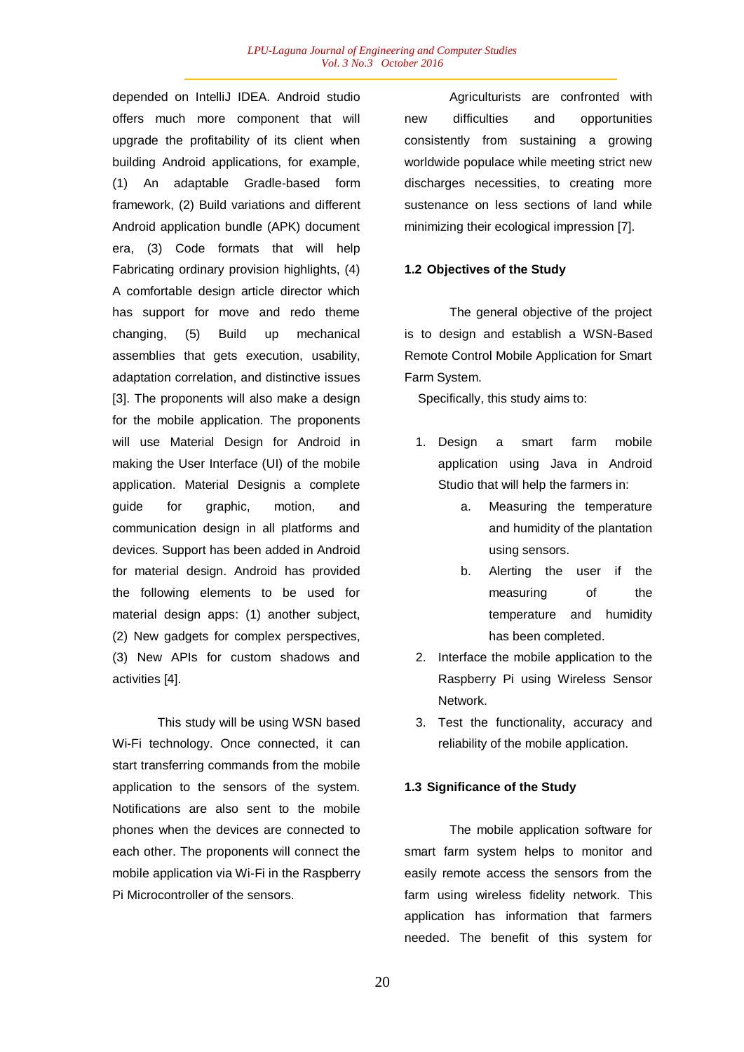depended on IntelliJ IDEA. Android studio offers much more component that will upgrade the profitability of its client when building Android applications, for example, (1) An adaptable Gradle-based form framework, (2) Build variations and different Android application bundle (APK) document era, (3) Code formats that will help Fabricating ordinary provision highlights, (4) A comfortable design article director which has support for move and redo theme changing, (5) Build up mechanical assemblies that gets execution, usability, adaptation correlation, and distinctive issues [3]. The proponents will also make a design for the mobile application. The proponents will use Material Design for Android in making the User Interface (UI) of the mobile application. Material Designis a complete guide for graphic, motion, and communication design in all platforms and devices. Support has been added in Android for material design. Android has provided the following elements to be used for material design apps: (1) another subject, (2) New gadgets for complex perspectives, (3) New APIs for custom shadows and activities [4].

This study will be using WSN based Wi-Fi technology. Once connected, it can start transferring commands from the mobile application to the sensors of the system. Notifications are also sent to the mobile phones when the devices are connected to each other. The proponents will connect the mobile application via Wi-Fi in the Raspberry Pi Microcontroller of the sensors.

Agriculturists are confronted with new difficulties and opportunities consistently from sustaining a growing worldwide populace while meeting strict new discharges necessities, to creating more sustenance on less sections of land while minimizing their ecological impression [7].

## 1.2 Objectives of the Study

The general objective of the project is to design and establish a WSN-Based Remote Control Mobile Application for Smart Farm System.

Specifically, this study aims to:

1. Design a smart farm mobile application using Java in Android Studio that will help the farmers in:
   a. Measuring the temperature and humidity of the plantation using sensors.
   b. Alerting the user if the measuring of the temperature and humidity has been completed.
2. Interface the mobile application to the Raspberry Pi using Wireless Sensor Network.
3. Test the functionality, accuracy and reliability of the mobile application.

## 1.3 Significance of the Study

The mobile application software for smart farm system helps to monitor and easily remote access the sensors from the farm using wireless fidelity network. This application has information that farmers needed. The benefit of this system for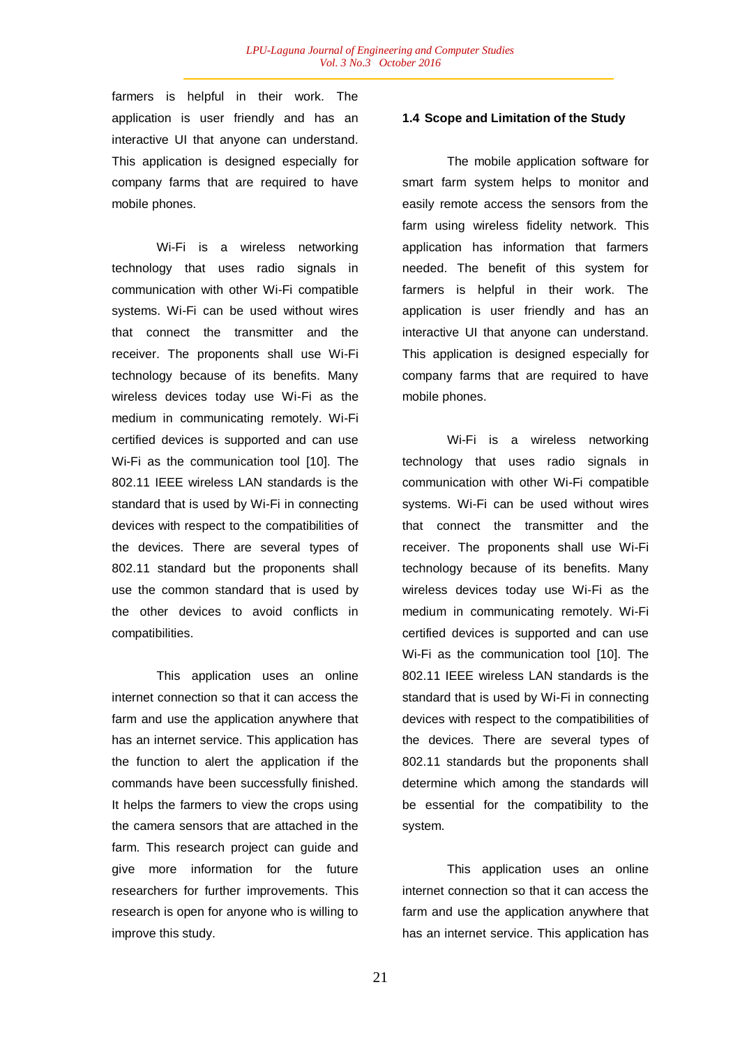farmers is helpful in their work. The application is user friendly and has an interactive UI that anyone can understand. This application is designed especially for company farms that are required to have mobile phones.

Wi-Fi is a wireless networking technology that uses radio signals in communication with other Wi-Fi compatible systems. Wi-Fi can be used without wires that connect the transmitter and the receiver. The proponents shall use Wi-Fi technology because of its benefits. Many wireless devices today use Wi-Fi as the medium in communicating remotely. Wi-Fi certified devices is supported and can use Wi-Fi as the communication tool [10]. The 802.11 IEEE wireless LAN standards is the standard that is used by Wi-Fi in connecting devices with respect to the compatibilities of the devices. There are several types of 802.11 standard but the proponents shall use the common standard that is used by the other devices to avoid conflicts in compatibilities.

This application uses an online internet connection so that it can access the farm and use the application anywhere that has an internet service. This application has the function to alert the application if the commands have been successfully finished. It helps the farmers to view the crops using the camera sensors that are attached in the farm. This research project can guide and give more information for the future researchers for further improvements. This research is open for anyone who is willing to improve this study.

### 1.4 Scope and Limitation of the Study

The mobile application software for smart farm system helps to monitor and easily remote access the sensors from the farm using wireless fidelity network. This application has information that farmers needed. The benefit of this system for farmers is helpful in their work. The application is user friendly and has an interactive UI that anyone can understand. This application is designed especially for company farms that are required to have mobile phones.

Wi-Fi is a wireless networking technology that uses radio signals in communication with other Wi-Fi compatible systems. Wi-Fi can be used without wires that connect the transmitter and the receiver. The proponents shall use Wi-Fi technology because of its benefits. Many wireless devices today use Wi-Fi as the medium in communicating remotely. Wi-Fi certified devices is supported and can use Wi-Fi as the communication tool [10]. The 802.11 IEEE wireless LAN standards is the standard that is used by Wi-Fi in connecting devices with respect to the compatibilities of the devices. There are several types of 802.11 standards but the proponents shall determine which among the standards will be essential for the compatibility to the system.

This application uses an online internet connection so that it can access the farm and use the application anywhere that has an internet service. This application has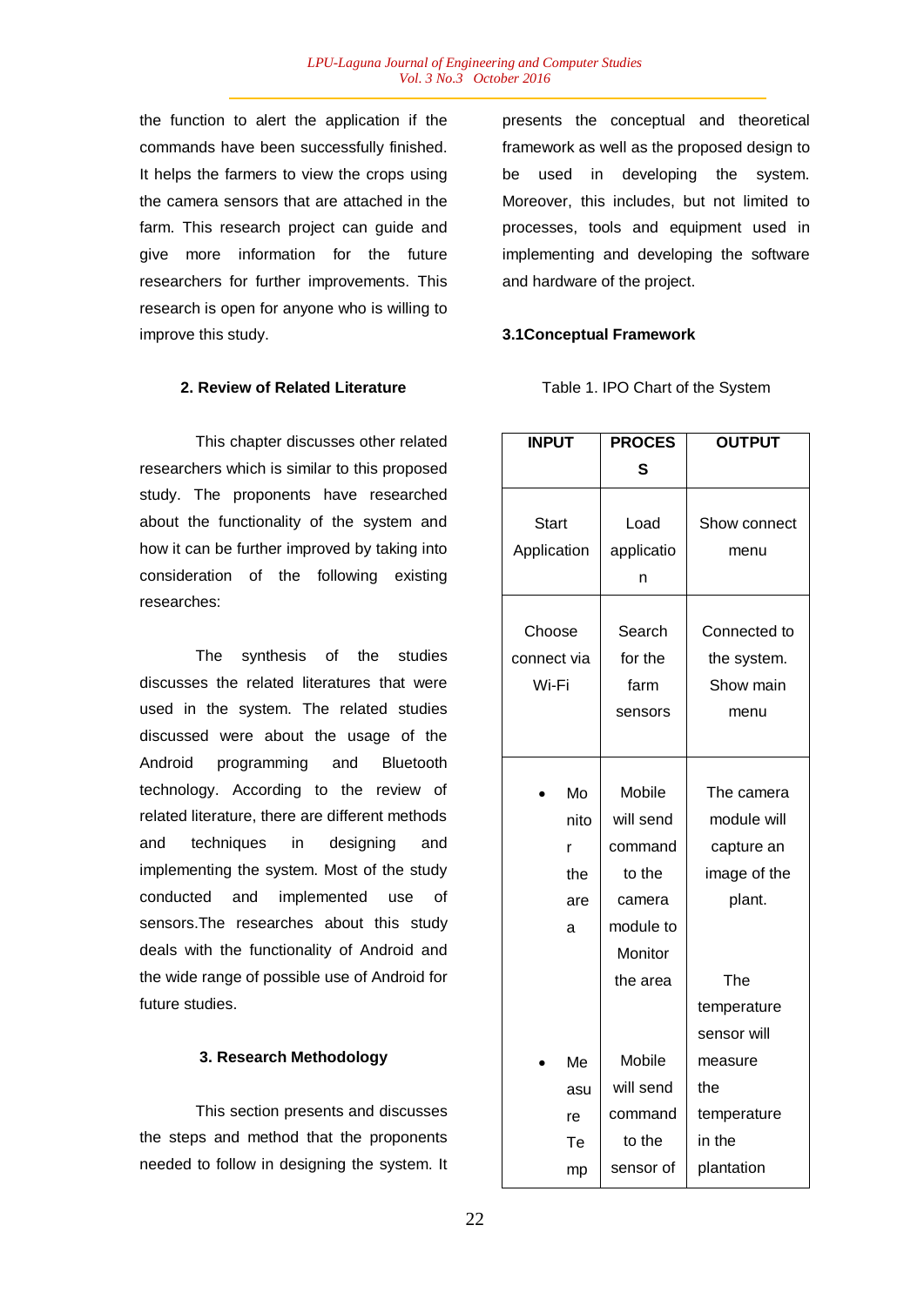the function to alert the application if the commands have been successfully finished. It helps the farmers to view the crops using the camera sensors that are attached in the farm. This research project can guide and give more information for the future researchers for further improvements. This research is open for anyone who is willing to improve this study.

## 2. Review of Related Literature

This chapter discusses other related researchers which is similar to this proposed study. The proponents have researched about the functionality of the system and how it can be further improved by taking into consideration of the following existing researches:

The synthesis of the studies discusses the related literatures that were used in the system. The related studies discussed were about the usage of the Android programming and Bluetooth technology. According to the review of related literature, there are different methods and techniques in designing and implementing the system. Most of the study conducted and implemented use of sensors.The researches about this study deals with the functionality of Android and the wide range of possible use of Android for future studies.

## 3. Research Methodology

This section presents and discusses the steps and method that the proponents needed to follow in designing the system. It presents the conceptual and theoretical framework as well as the proposed design to be used in developing the system. Moreover, this includes, but not limited to processes, tools and equipment used in implementing and developing the software and hardware of the project.

### 3.1Conceptual Framework

Table 1. IPO Chart of the System

| INPUT | PROCESS | OUTPUT |
|---|---|---|
| Start Application | Load application | Show connect menu |
| Choose connect via Wi-Fi | Search for the farm sensors | Connected to the system. Show main menu |
| • Monitor the area | Mobile will send command to the camera module to Monitor the area | The camera module will capture an image of the plant. |
| • Measure Temp | Mobile will send command to the sensor of | The temperature sensor will measure the temperature in the plantation |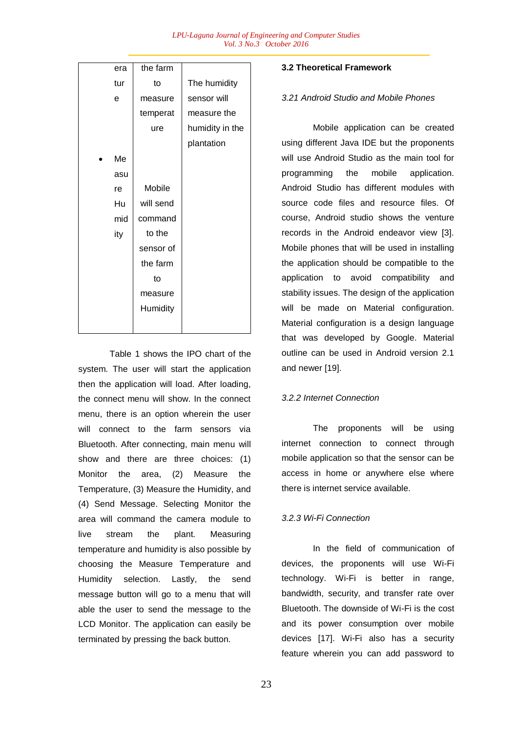| | | |
|---|---|---|
| erature | the farm to measure temperature | The humidity sensor will measure the humidity in the plantation |
| • Measure Humidity | Mobile will send command to the sensor of the farm to measure Humidity | |

Table 1 shows the IPO chart of the system. The user will start the application then the application will load. After loading, the connect menu will show. In the connect menu, there is an option wherein the user will connect to the farm sensors via Bluetooth. After connecting, main menu will show and there are three choices: (1) Monitor the area, (2) Measure the Temperature, (3) Measure the Humidity, and (4) Send Message. Selecting Monitor the area will command the camera module to live stream the plant. Measuring temperature and humidity is also possible by choosing the Measure Temperature and Humidity selection. Lastly, the send message button will go to a menu that will able the user to send the message to the LCD Monitor. The application can easily be terminated by pressing the back button.

### 3.2 Theoretical Framework

*3.21 Android Studio and Mobile Phones*

Mobile application can be created using different Java IDE but the proponents will use Android Studio as the main tool for programming the mobile application. Android Studio has different modules with source code files and resource files. Of course, Android studio shows the venture records in the Android endeavor view [3]. Mobile phones that will be used in installing the application should be compatible to the application to avoid compatibility and stability issues. The design of the application will be made on Material configuration. Material configuration is a design language that was developed by Google. Material outline can be used in Android version 2.1 and newer [19].

*3.2.2 Internet Connection*

The proponents will be using internet connection to connect through mobile application so that the sensor can be access in home or anywhere else where there is internet service available.

*3.2.3 Wi-Fi Connection*

In the field of communication of devices, the proponents will use Wi-Fi technology. Wi-Fi is better in range, bandwidth, security, and transfer rate over Bluetooth. The downside of Wi-Fi is the cost and its power consumption over mobile devices [17]. Wi-Fi also has a security feature wherein you can add password to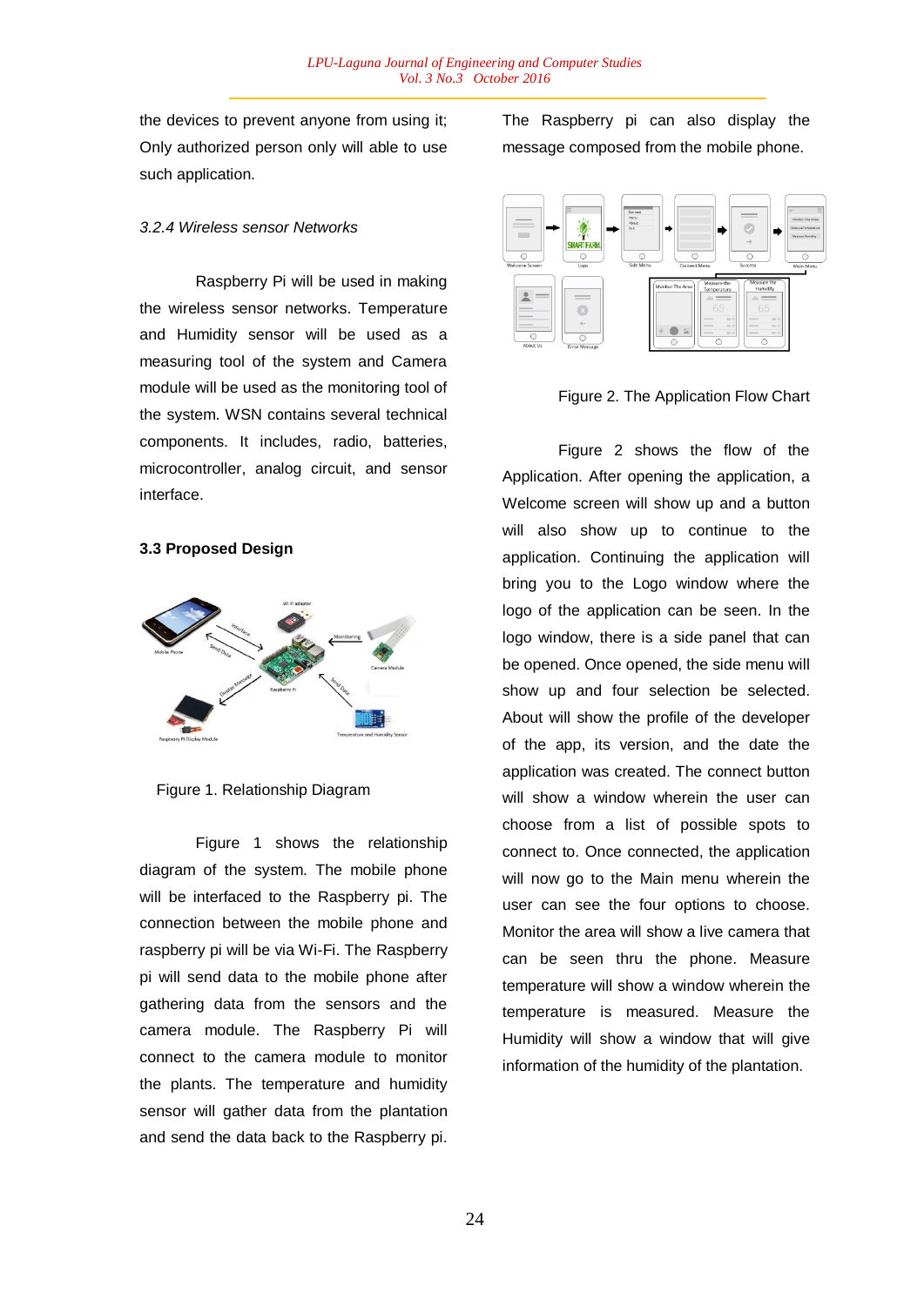the devices to prevent anyone from using it; Only authorized person only will able to use such application.

### *3.2.4 Wireless sensor Networks*

Raspberry Pi will be used in making the wireless sensor networks. Temperature and Humidity sensor will be used as a measuring tool of the system and Camera module will be used as the monitoring tool of the system. WSN contains several technical components. It includes, radio, batteries, microcontroller, analog circuit, and sensor interface.

## 3.3 Proposed Design

Figure 1. Relationship Diagram

Figure 1 shows the relationship diagram of the system. The mobile phone will be interfaced to the Raspberry pi. The connection between the mobile phone and raspberry pi will be via Wi-Fi. The Raspberry pi will send data to the mobile phone after gathering data from the sensors and the camera module. The Raspberry Pi will connect to the camera module to monitor the plants. The temperature and humidity sensor will gather data from the plantation and send the data back to the Raspberry pi. The Raspberry pi can also display the message composed from the mobile phone.

Figure 2. The Application Flow Chart

Figure 2 shows the flow of the Application. After opening the application, a Welcome screen will show up and a button will also show up to continue to the application. Continuing the application will bring you to the Logo window where the logo of the application can be seen. In the logo window, there is a side panel that can be opened. Once opened, the side menu will show up and four selection be selected. About will show the profile of the developer of the app, its version, and the date the application was created. The connect button will show a window wherein the user can choose from a list of possible spots to connect to. Once connected, the application will now go to the Main menu wherein the user can see the four options to choose. Monitor the area will show a live camera that can be seen thru the phone. Measure temperature will show a window wherein the temperature is measured. Measure the Humidity will show a window that will give information of the humidity of the plantation.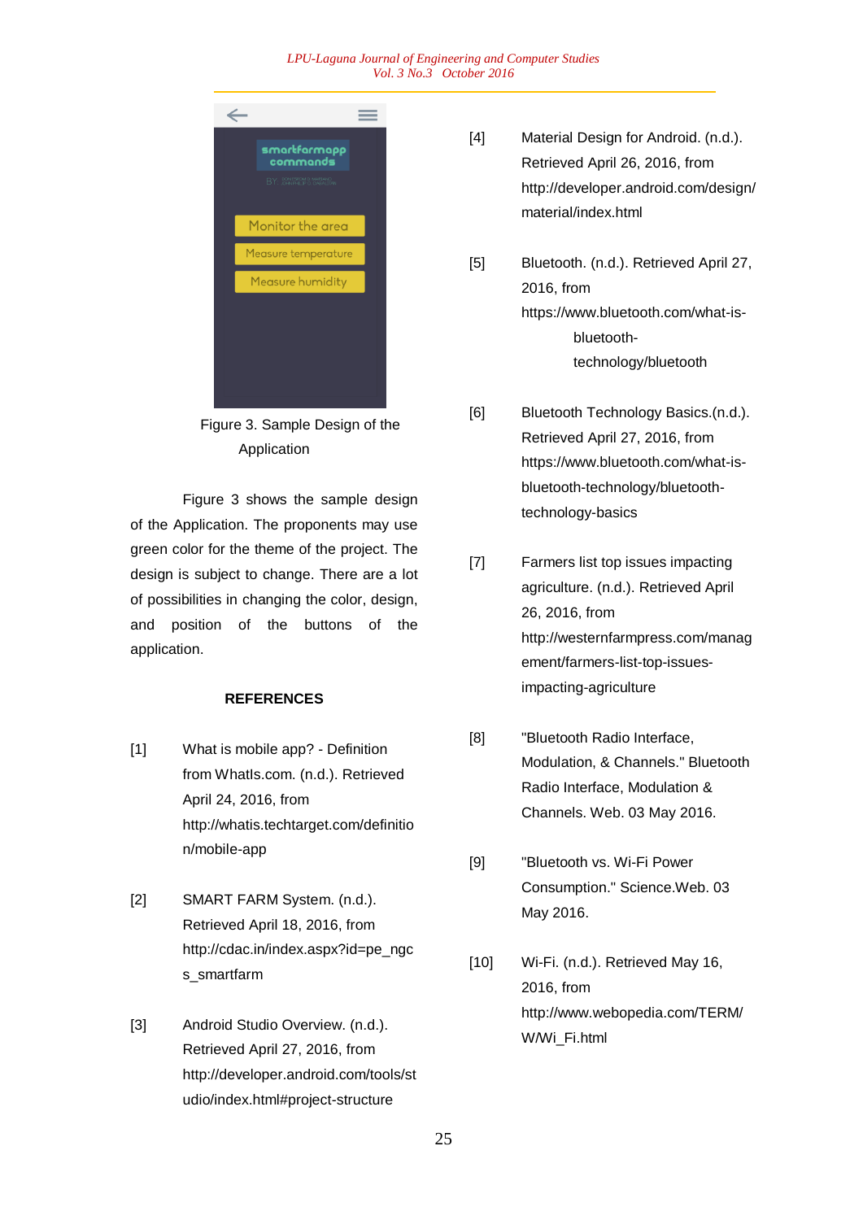Figure 3. Sample Design of the Application

Figure 3 shows the sample design of the Application. The proponents may use green color for the theme of the project. The design is subject to change. There are a lot of possibilities in changing the color, design, and position of the buttons of the application.

## REFERENCES

[1] What is mobile app? - Definition from WhatIs.com. (n.d.). Retrieved April 24, 2016, from http://whatis.techtarget.com/definition/mobile-app

[2] SMART FARM System. (n.d.). Retrieved April 18, 2016, from http://cdac.in/index.aspx?id=pe_ngcs_smartfarm

[3] Android Studio Overview. (n.d.). Retrieved April 27, 2016, from http://developer.android.com/tools/studio/index.html#project-structure

[4] Material Design for Android. (n.d.). Retrieved April 26, 2016, from http://developer.android.com/design/material/index.html

[5] Bluetooth. (n.d.). Retrieved April 27, 2016, from https://www.bluetooth.com/what-is-bluetooth-technology/bluetooth

[6] Bluetooth Technology Basics.(n.d.). Retrieved April 27, 2016, from https://www.bluetooth.com/what-is-bluetooth-technology/bluetooth-technology-basics

[7] Farmers list top issues impacting agriculture. (n.d.). Retrieved April 26, 2016, from http://westernfarmpress.com/management/farmers-list-top-issues-impacting-agriculture

[8] "Bluetooth Radio Interface, Modulation, & Channels." Bluetooth Radio Interface, Modulation & Channels. Web. 03 May 2016.

[9] "Bluetooth vs. Wi-Fi Power Consumption." Science.Web. 03 May 2016.

[10] Wi-Fi. (n.d.). Retrieved May 16, 2016, from http://www.webopedia.com/TERM/W/Wi_Fi.html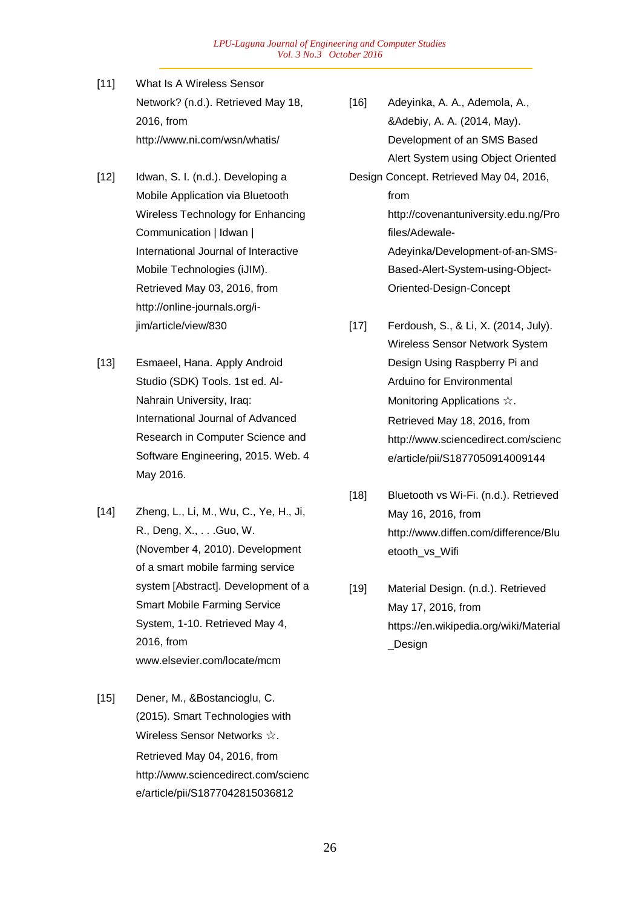[11] What Is A Wireless Sensor Network? (n.d.). Retrieved May 18, 2016, from http://www.ni.com/wsn/whatis/

[12] Idwan, S. I. (n.d.). Developing a Mobile Application via Bluetooth Wireless Technology for Enhancing Communication | Idwan | International Journal of Interactive Mobile Technologies (iJIM). Retrieved May 03, 2016, from http://online-journals.org/i-jim/article/view/830

[13] Esmaeel, Hana. Apply Android Studio (SDK) Tools. 1st ed. Al-Nahrain University, Iraq: International Journal of Advanced Research in Computer Science and Software Engineering, 2015. Web. 4 May 2016.

[14] Zheng, L., Li, M., Wu, C., Ye, H., Ji, R., Deng, X., . . .Guo, W. (November 4, 2010). Development of a smart mobile farming service system [Abstract]. Development of a Smart Mobile Farming Service System, 1-10. Retrieved May 4, 2016, from www.elsevier.com/locate/mcm

[15] Dener, M., &Bostancioglu, C. (2015). Smart Technologies with Wireless Sensor Networks ☆. Retrieved May 04, 2016, from http://www.sciencedirect.com/science/article/pii/S1877042815036812

[16] Adeyinka, A. A., Ademola, A., &Adebiy, A. A. (2014, May). Development of an SMS Based Alert System using Object Oriented Design Concept. Retrieved May 04, 2016, from http://covenantuniversity.edu.ng/Profiles/Adewale-Adeyinka/Development-of-an-SMS-Based-Alert-System-using-Object-Oriented-Design-Concept

[17] Ferdoush, S., & Li, X. (2014, July). Wireless Sensor Network System Design Using Raspberry Pi and Arduino for Environmental Monitoring Applications ☆. Retrieved May 18, 2016, from http://www.sciencedirect.com/science/article/pii/S1877050914009144

[18] Bluetooth vs Wi-Fi. (n.d.). Retrieved May 16, 2016, from http://www.diffen.com/difference/Bluetooth_vs_Wifi

[19] Material Design. (n.d.). Retrieved May 17, 2016, from https://en.wikipedia.org/wiki/Material_Design